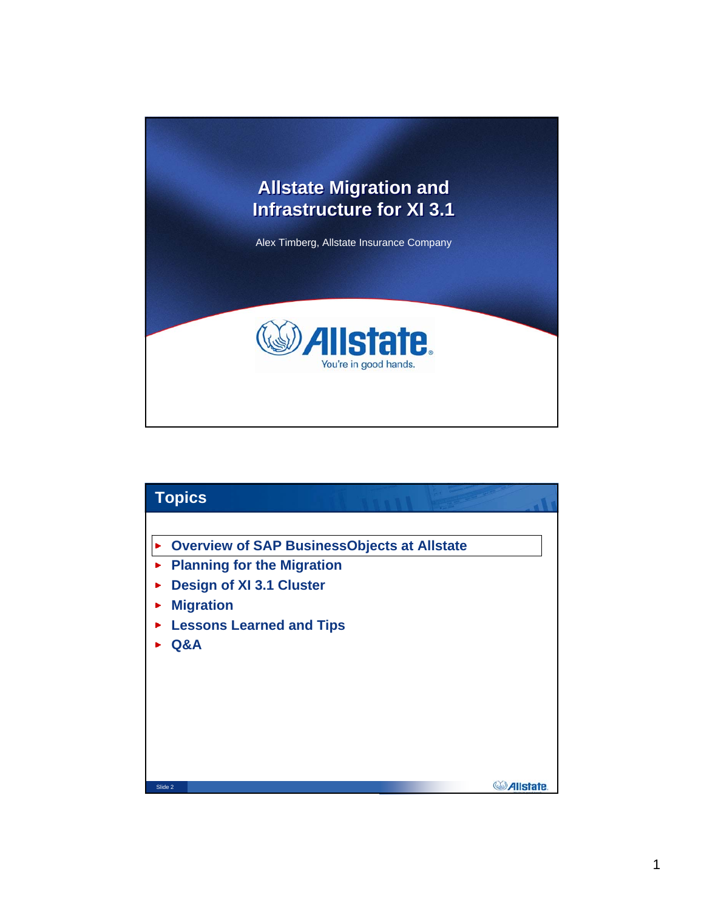# Allstate Migration and Infrastructure for XI 3.1

Alex Timberg, Allstate Insurance Company

Allstate
You're in good hands.

## Topics

- Overview of SAP BusinessObjects at Allstate
- Planning for the Migration
- Design of XI 3.1 Cluster
- Migration
- Lessons Learned and Tips
- Q&A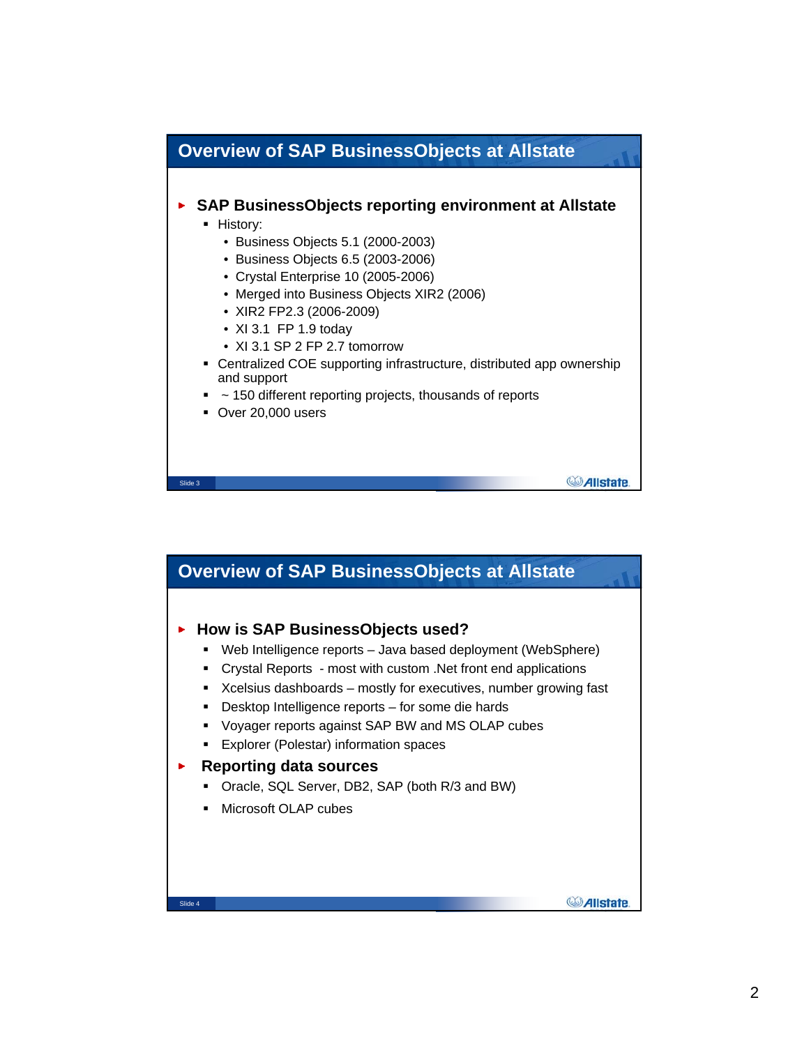## Overview of SAP BusinessObjects at Allstate

- **SAP BusinessObjects reporting environment at Allstate**
  - History:
    - Business Objects 5.1 (2000-2003)
    - Business Objects 6.5 (2003-2006)
    - Crystal Enterprise 10 (2005-2006)
    - Merged into Business Objects XIR2 (2006)
    - XIR2 FP2.3 (2006-2009)
    - XI 3.1 FP 1.9 today
    - XI 3.1 SP 2 FP 2.7 tomorrow
  - Centralized COE supporting infrastructure, distributed app ownership and support
  - ~ 150 different reporting projects, thousands of reports
  - Over 20,000 users

## Overview of SAP BusinessObjects at Allstate

- **How is SAP BusinessObjects used?**
  - Web Intelligence reports – Java based deployment (WebSphere)
  - Crystal Reports - most with custom .Net front end applications
  - Xcelsius dashboards – mostly for executives, number growing fast
  - Desktop Intelligence reports – for some die hards
  - Voyager reports against SAP BW and MS OLAP cubes
  - Explorer (Polestar) information spaces
- **Reporting data sources**
  - Oracle, SQL Server, DB2, SAP (both R/3 and BW)
  - Microsoft OLAP cubes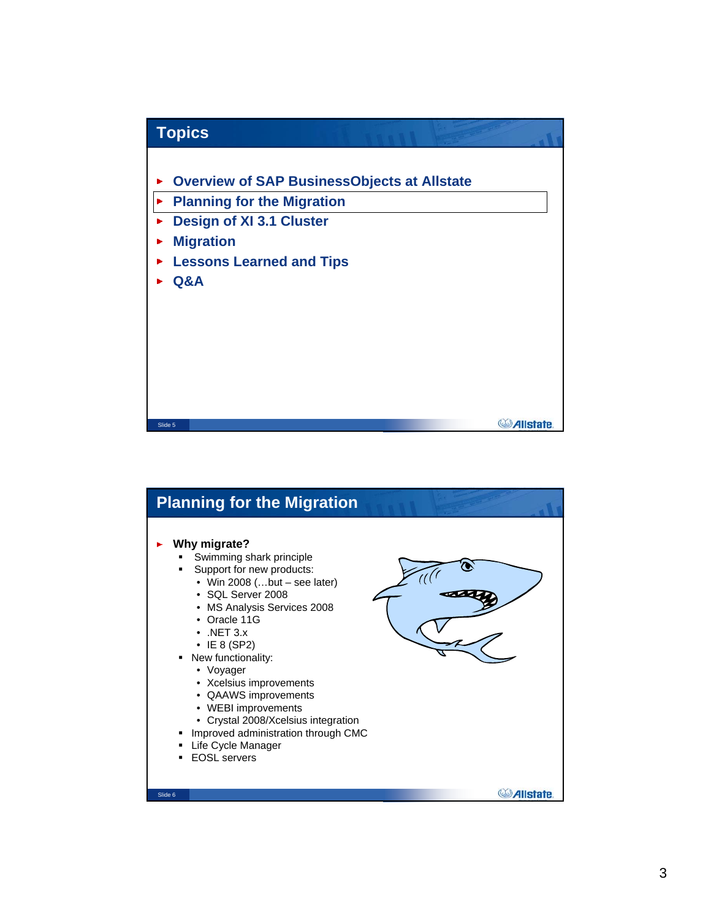## Topics

- Overview of SAP BusinessObjects at Allstate
- Planning for the Migration
- Design of XI 3.1 Cluster
- Migration
- Lessons Learned and Tips
- Q&A

## Planning for the Migration

- **Why migrate?**
  - Swimming shark principle
  - Support for new products:
    - Win 2008 (…but – see later)
    - SQL Server 2008
    - MS Analysis Services 2008
    - Oracle 11G
    - .NET 3.x
    - IE 8 (SP2)
  - New functionality:
    - Voyager
    - Xcelsius improvements
    - QAAWS improvements
    - WEBI improvements
    - Crystal 2008/Xcelsius integration
  - Improved administration through CMC
  - Life Cycle Manager
  - EOSL servers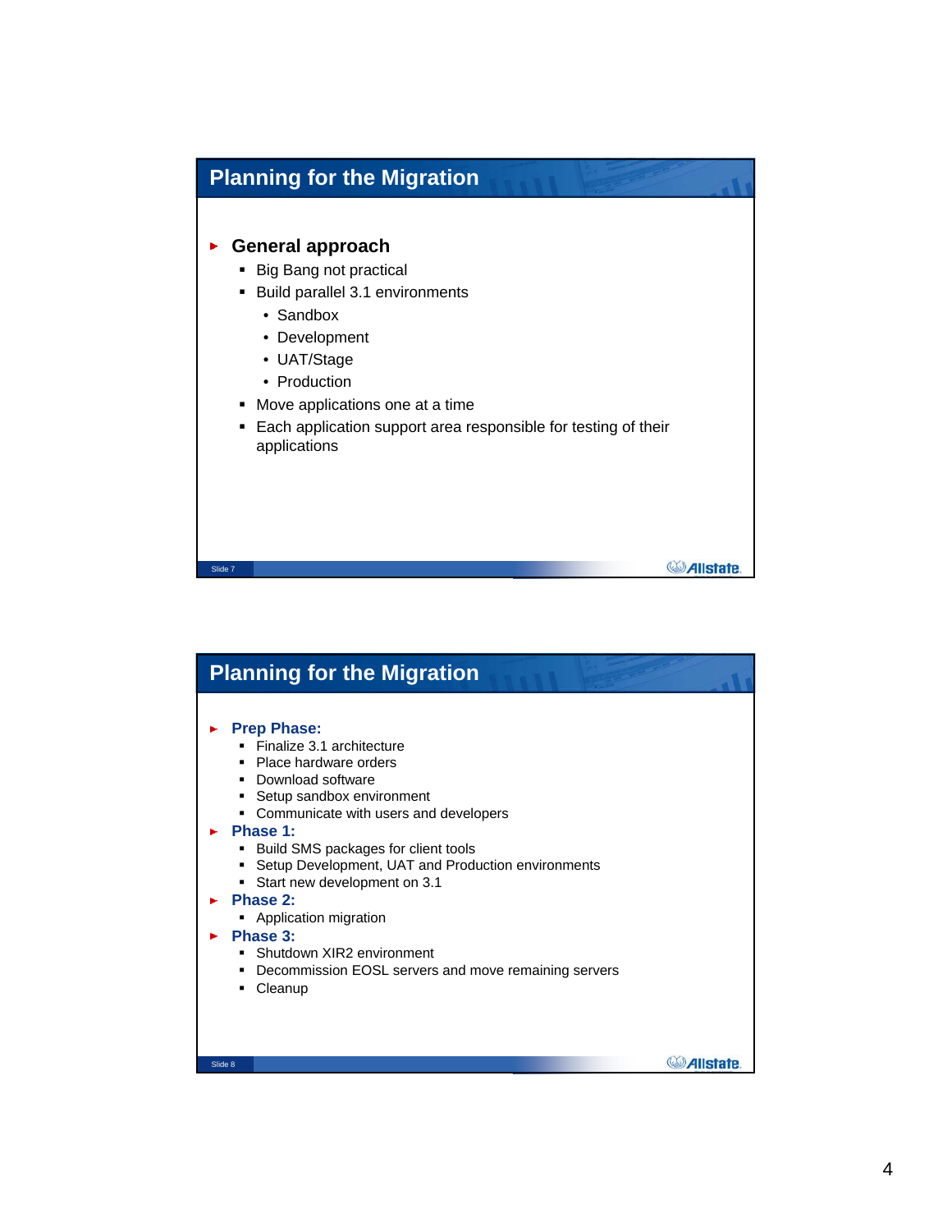## Planning for the Migration

- **General approach**
  - Big Bang not practical
  - Build parallel 3.1 environments
    - Sandbox
    - Development
    - UAT/Stage
    - Production
  - Move applications one at a time
  - Each application support area responsible for testing of their applications

## Planning for the Migration

- **Prep Phase:**
  - Finalize 3.1 architecture
  - Place hardware orders
  - Download software
  - Setup sandbox environment
  - Communicate with users and developers
- **Phase 1:**
  - Build SMS packages for client tools
  - Setup Development, UAT and Production environments
  - Start new development on 3.1
- **Phase 2:**
  - Application migration
- **Phase 3:**
  - Shutdown XIR2 environment
  - Decommission EOSL servers and move remaining servers
  - Cleanup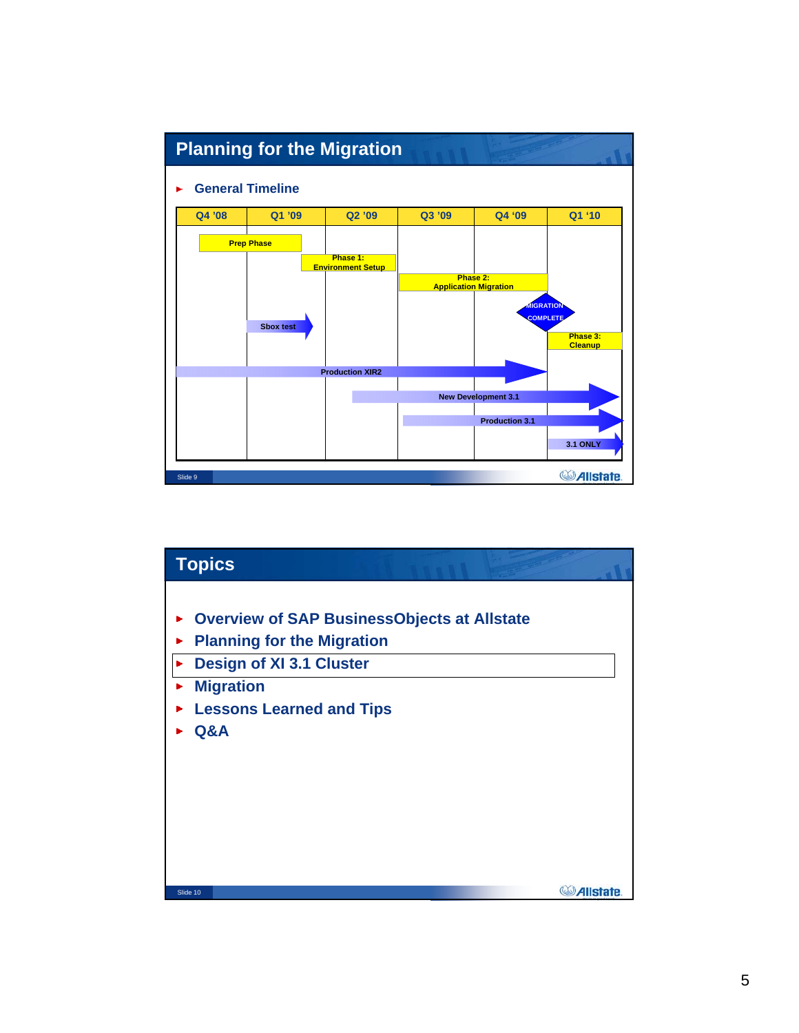## Planning for the Migration

- General Timeline

| Q4 '08 | Q1 '09 | Q2 '09 | Q3 '09 | Q4 '09 | Q1 '10 |
|---|---|---|---|---|---|

Prep Phase

Phase 1: Environment Setup

Phase 2: Application Migration

MIGRATION COMPLETE

Phase 3: Cleanup

Sbox test

Production XIR2

New Development 3.1

Production 3.1

3.1 ONLY

## Topics

- Overview of SAP BusinessObjects at Allstate
- Planning for the Migration
- Design of XI 3.1 Cluster
- Migration
- Lessons Learned and Tips
- Q&A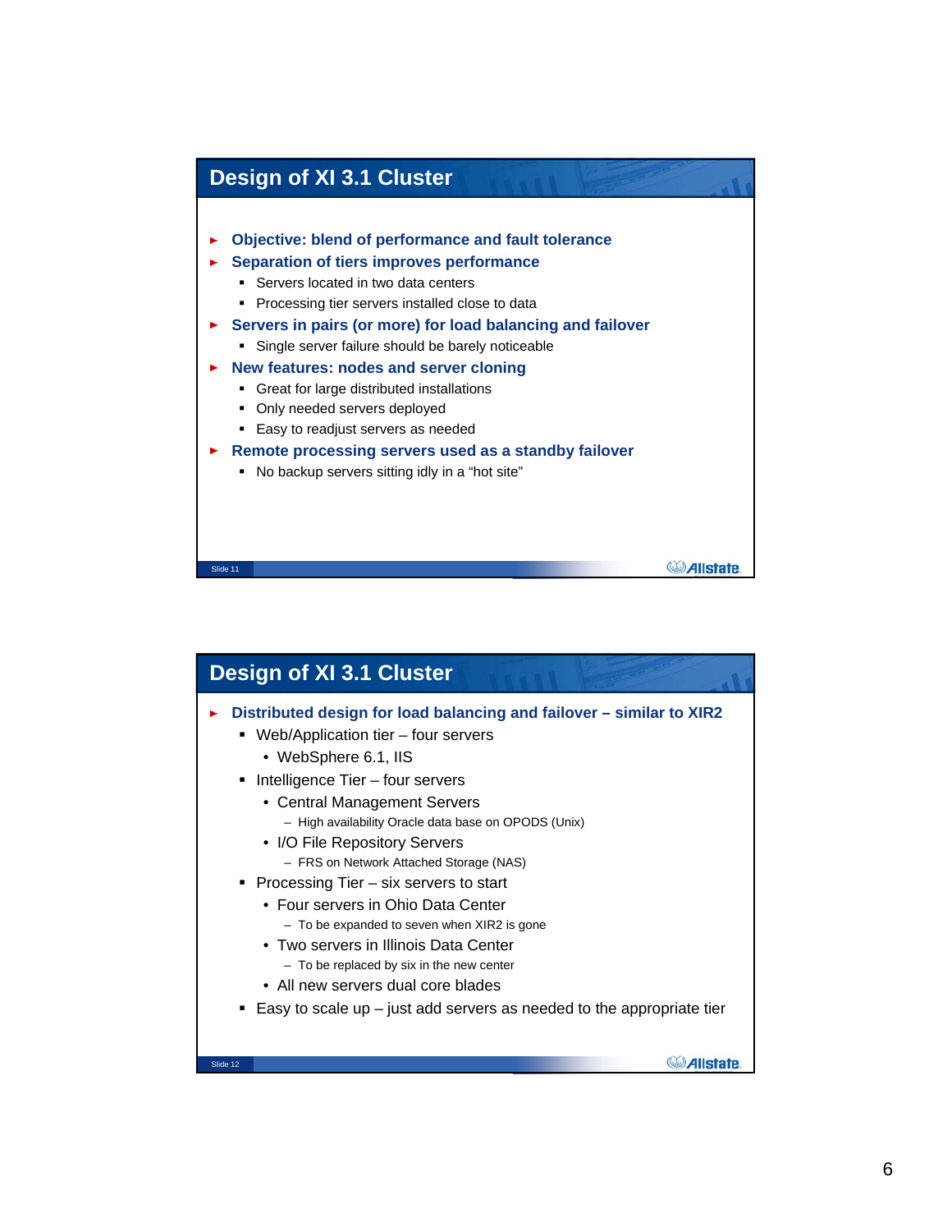## Design of XI 3.1 Cluster

- **Objective: blend of performance and fault tolerance**
- **Separation of tiers improves performance**
  - Servers located in two data centers
  - Processing tier servers installed close to data
- **Servers in pairs (or more) for load balancing and failover**
  - Single server failure should be barely noticeable
- **New features: nodes and server cloning**
  - Great for large distributed installations
  - Only needed servers deployed
  - Easy to readjust servers as needed
- **Remote processing servers used as a standby failover**
  - No backup servers sitting idly in a "hot site"

## Design of XI 3.1 Cluster

- **Distributed design for load balancing and failover – similar to XIR2**
  - Web/Application tier – four servers
    - WebSphere 6.1, IIS
  - Intelligence Tier – four servers
    - Central Management Servers
      - High availability Oracle data base on OPODS (Unix)
    - I/O File Repository Servers
      - FRS on Network Attached Storage (NAS)
  - Processing Tier – six servers to start
    - Four servers in Ohio Data Center
      - To be expanded to seven when XIR2 is gone
    - Two servers in Illinois Data Center
      - To be replaced by six in the new center
    - All new servers dual core blades
  - Easy to scale up – just add servers as needed to the appropriate tier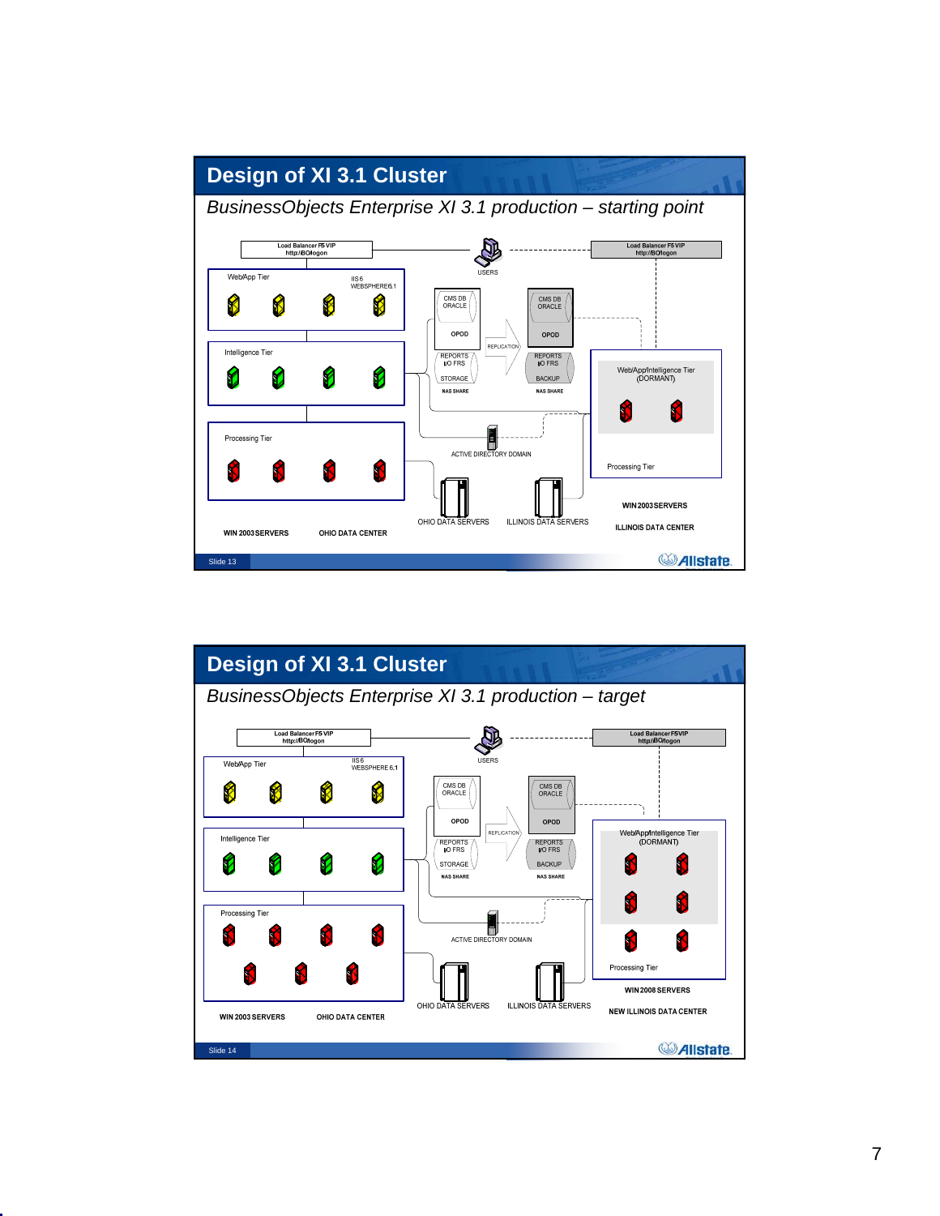## Design of XI 3.1 Cluster

*BusinessObjects Enterprise XI 3.1 production – starting point*

Load Balancer F5 VIP
http://BO/logon

USERS

Load Balancer F5 VIP
http://BO/logon

Web/App Tier

IIS 6
WEBSPHERE 6.1

CMS DB
ORACLE

OPOD

CMS DB
ORACLE

OPOD

REPLICATION

Intelligence Tier

REPORTS
I/O FRS

STORAGE

NAS SHARE

REPORTS
I/O FRS

BACKUP

NAS SHARE

Web/App/Intelligence Tier
(DORMANT)

Processing Tier

ACTIVE DIRECTORY DOMAIN

Processing Tier

OHIO DATA SERVERS

ILLINOIS DATA SERVERS

WIN 2003 SERVERS

ILLINOIS DATA CENTER

WIN 2003 SERVERS

OHIO DATA CENTER

Slide 13

## Design of XI 3.1 Cluster

*BusinessObjects Enterprise XI 3.1 production – target*

Load Balancer F5 VIP
http://BO/logon

USERS

Load Balancer F5 VIP
http://BO/logon

Web/App Tier

IIS 6
WEBSPHERE 6.1

CMS DB
ORACLE

OPOD

CMS DB
ORACLE

OPOD

REPLICATION

Web/App/Intelligence Tier
(DORMANT)

Intelligence Tier

REPORTS
I/O FRS

STORAGE

NAS SHARE

REPORTS
I/O FRS

BACKUP

NAS SHARE

Processing Tier

ACTIVE DIRECTORY DOMAIN

Processing Tier

OHIO DATA SERVERS

ILLINOIS DATA SERVERS

WIN 2008 SERVERS

NEW ILLINOIS DATA CENTER

WIN 2003 SERVERS

OHIO DATA CENTER

Slide 14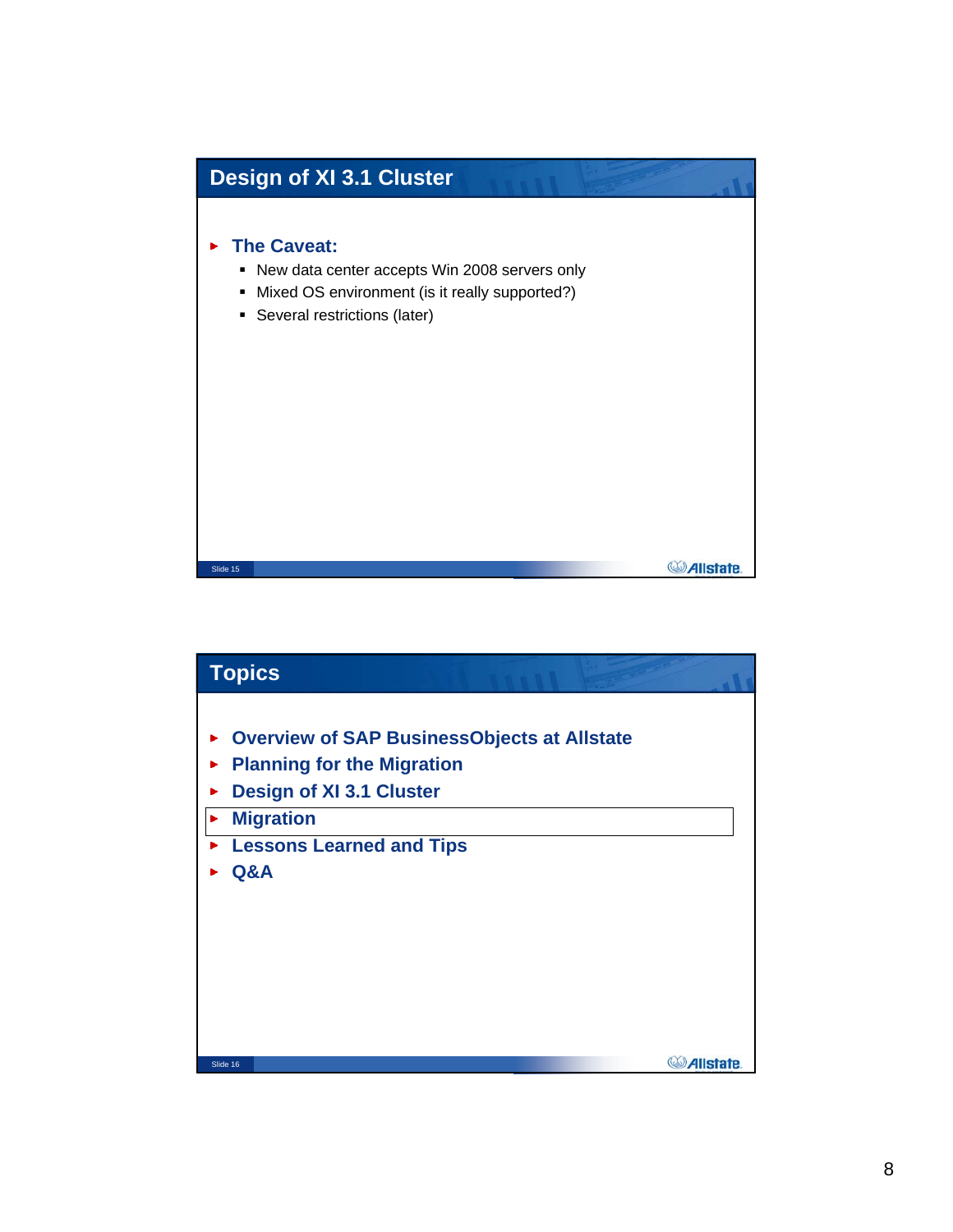## Design of XI 3.1 Cluster

- **The Caveat:**
  - New data center accepts Win 2008 servers only
  - Mixed OS environment (is it really supported?)
  - Several restrictions (later)

## Topics

- **Overview of SAP BusinessObjects at Allstate**
- **Planning for the Migration**
- **Design of XI 3.1 Cluster**
- **Migration**
- **Lessons Learned and Tips**
- **Q&A**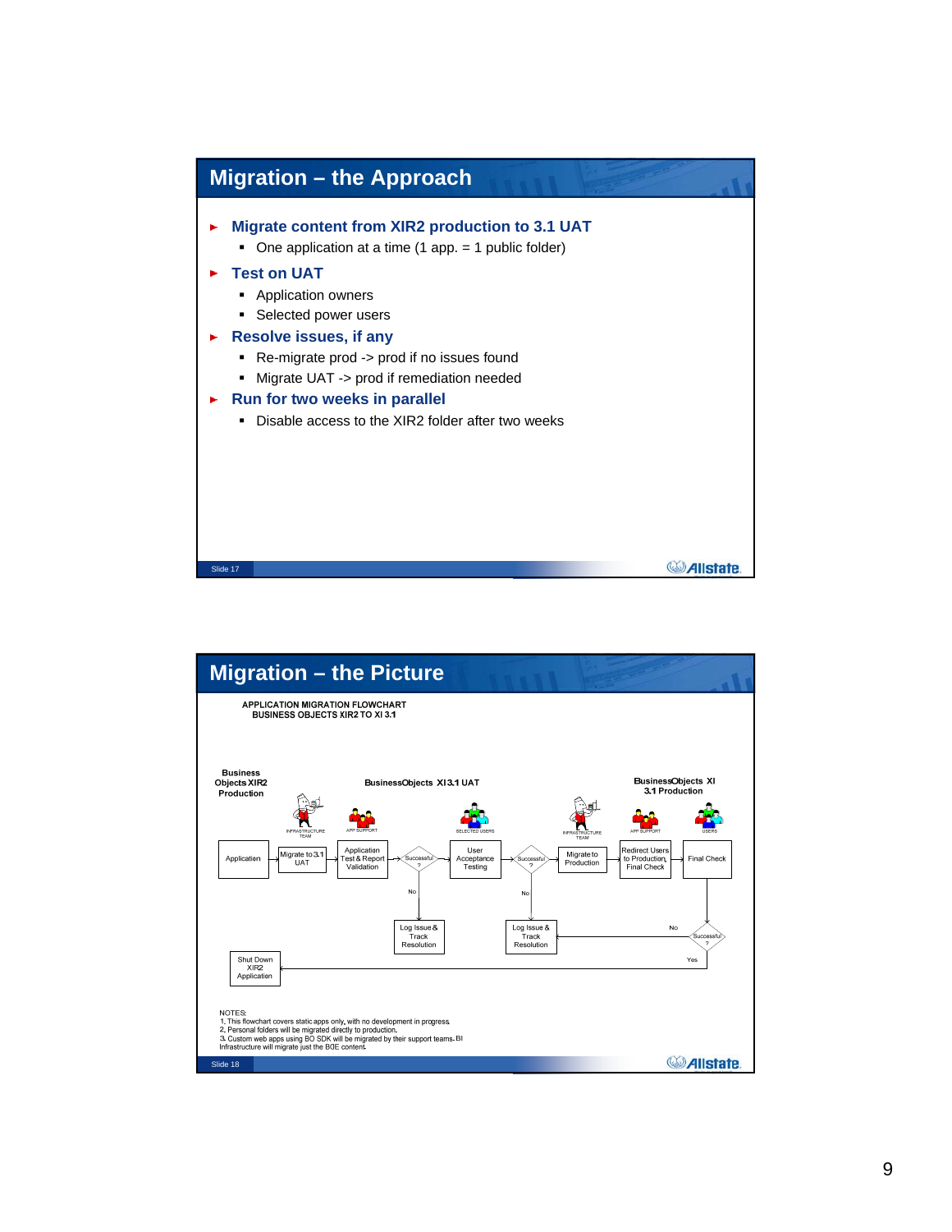## Migration – the Approach

- **Migrate content from XIR2 production to 3.1 UAT**
  - One application at a time (1 app. = 1 public folder)
- **Test on UAT**
  - Application owners
  - Selected power users
- **Resolve issues, if any**
  - Re-migrate prod -> prod if no issues found
  - Migrate UAT -> prod if remediation needed
- **Run for two weeks in parallel**
  - Disable access to the XIR2 folder after two weeks

Slide 17

## Migration – the Picture

APPLICATION MIGRATION FLOWCHART
BUSINESS OBJECTS XIR2 TO XI 3.1

Business Objects XIR2 Production | BusinessObjects XI 3.1 UAT | BusinessObjects XI 3.1 Production

INFRASTRUCTURE TEAM | APP SUPPORT | SELECTED USERS | INFRASTRUCTURE TEAM | APP SUPPORT | USERS

Application → Migrate to 3.1 UAT → Application Test & Report Validation → Successful? → User Acceptance Testing → Successful? → Migrate to Production → Redirect Users to Production, Final Check → Final Check → Successful?

No → Log Issue & Track Resolution

No → Log Issue & Track Resolution

Yes → Shut Down XIR2 Application

NOTES:
1. This flowchart covers static apps only, with no development in progress.
2. Personal folders will be migrated directly to production.
3. Custom web apps using BO SDK will be migrated by their support teams. BI Infrastructure will migrate just the BOE content.

Slide 18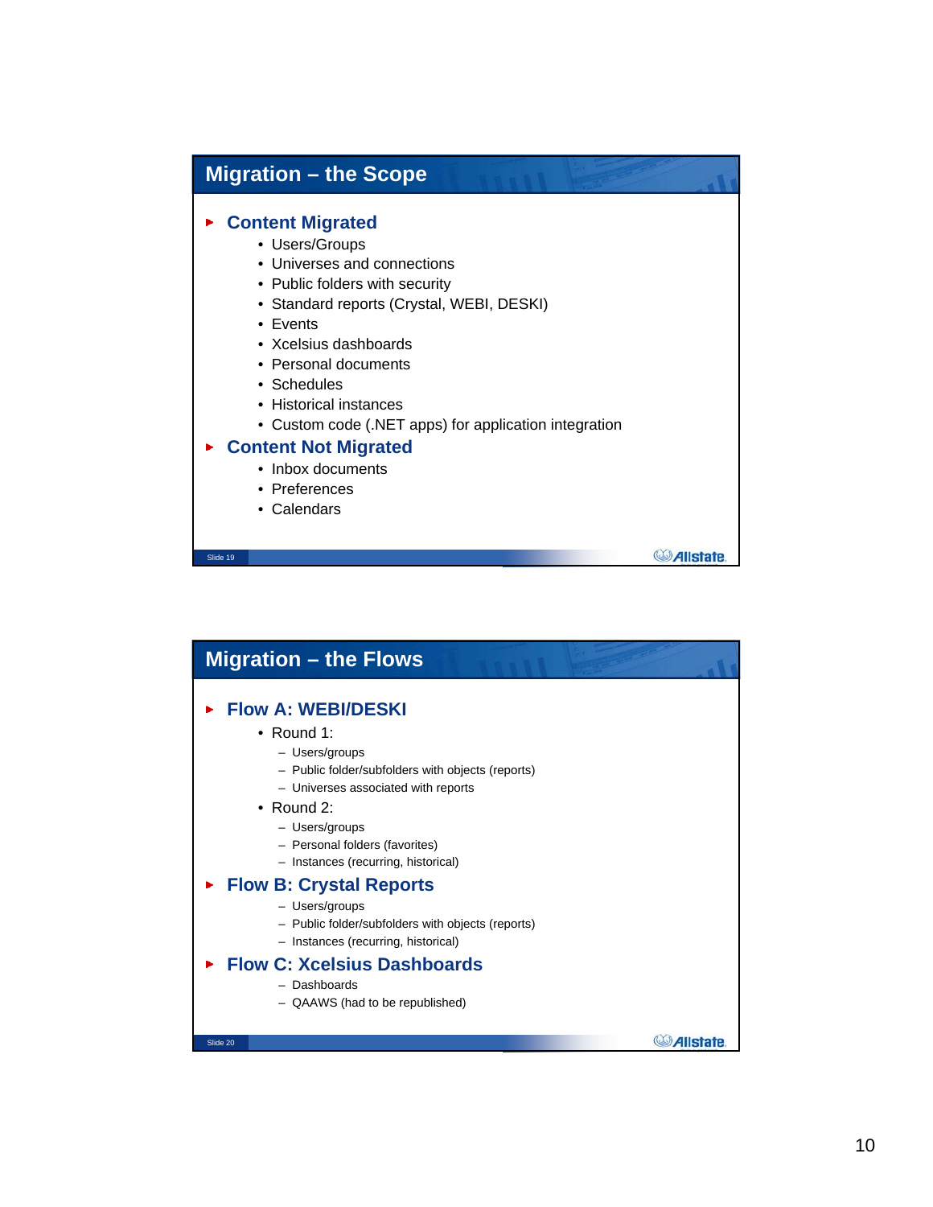## Migration – the Scope

- **Content Migrated**
  - Users/Groups
  - Universes and connections
  - Public folders with security
  - Standard reports (Crystal, WEBI, DESKI)
  - Events
  - Xcelsius dashboards
  - Personal documents
  - Schedules
  - Historical instances
  - Custom code (.NET apps) for application integration
- **Content Not Migrated**
  - Inbox documents
  - Preferences
  - Calendars

## Migration – the Flows

- **Flow A: WEBI/DESKI**
  - Round 1:
    - Users/groups
    - Public folder/subfolders with objects (reports)
    - Universes associated with reports
  - Round 2:
    - Users/groups
    - Personal folders (favorites)
    - Instances (recurring, historical)
- **Flow B: Crystal Reports**
  - Users/groups
  - Public folder/subfolders with objects (reports)
  - Instances (recurring, historical)
- **Flow C: Xcelsius Dashboards**
  - Dashboards
  - QAAWS (had to be republished)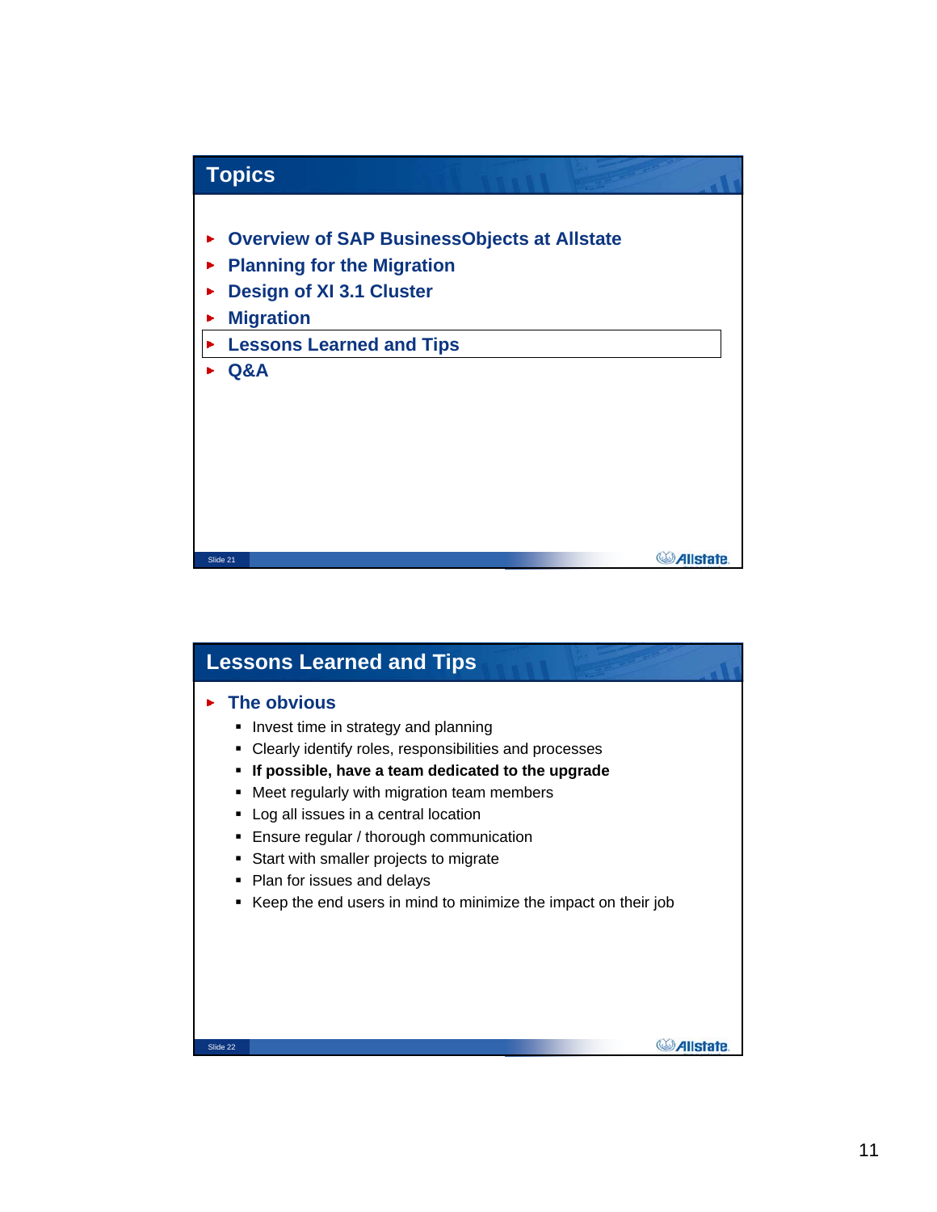## Topics

- Overview of SAP BusinessObjects at Allstate
- Planning for the Migration
- Design of XI 3.1 Cluster
- Migration
- Lessons Learned and Tips
- Q&A

## Lessons Learned and Tips

- The obvious
  - Invest time in strategy and planning
  - Clearly identify roles, responsibilities and processes
  - **If possible, have a team dedicated to the upgrade**
  - Meet regularly with migration team members
  - Log all issues in a central location
  - Ensure regular / thorough communication
  - Start with smaller projects to migrate
  - Plan for issues and delays
  - Keep the end users in mind to minimize the impact on their job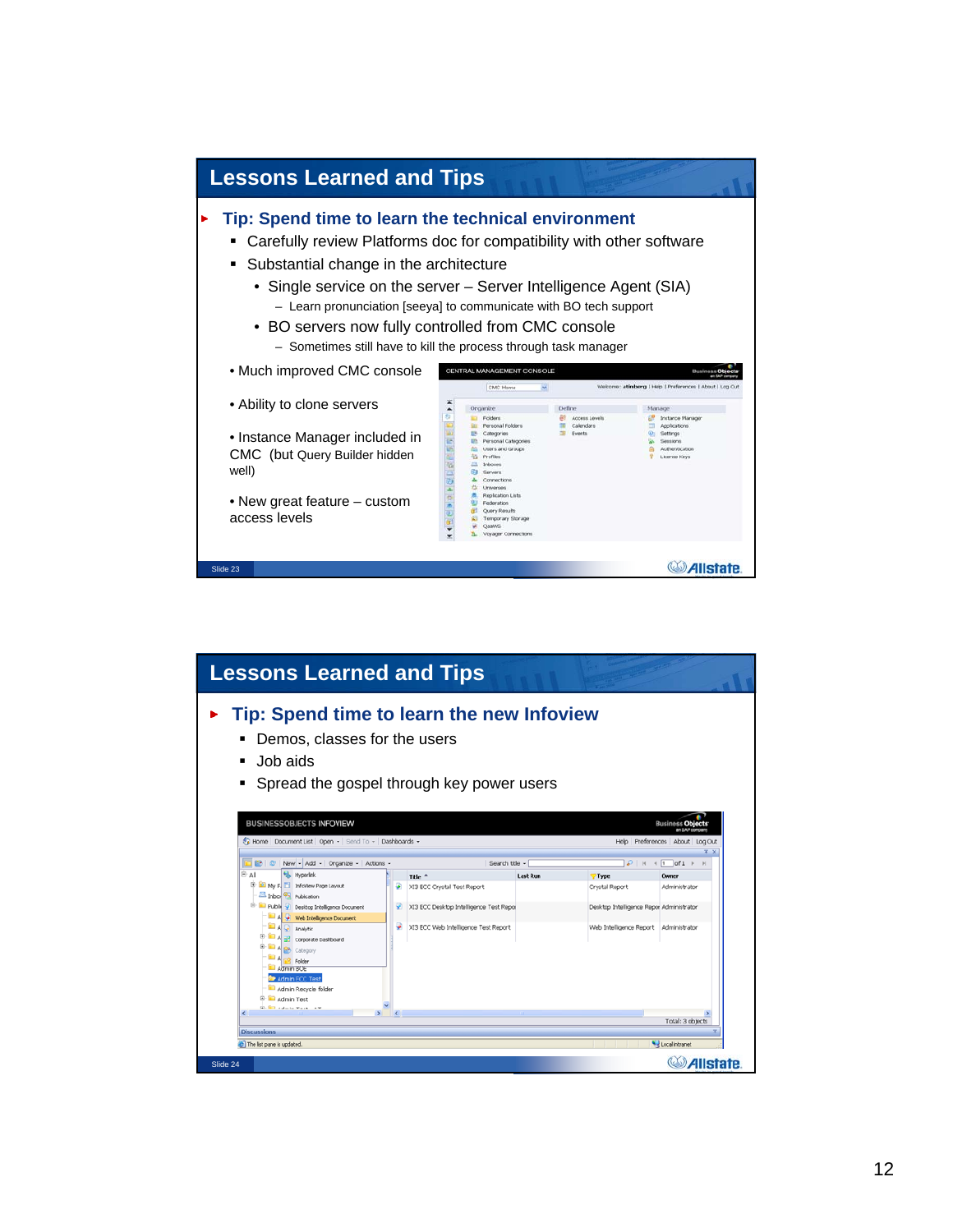## Lessons Learned and Tips

- **Tip: Spend time to learn the technical environment**
  - Carefully review Platforms doc for compatibility with other software
  - Substantial change in the architecture
    - Single service on the server – Server Intelligence Agent (SIA)
      - Learn pronunciation [seeya] to communicate with BO tech support
    - BO servers now fully controlled from CMC console
      - Sometimes still have to kill the process through task manager
  - Much improved CMC console
  - Ability to clone servers
  - Instance Manager included in CMC (but Query Builder hidden well)
  - New great feature – custom access levels

Slide 23

## Lessons Learned and Tips

- **Tip: Spend time to learn the new Infoview**
  - Demos, classes for the users
  - Job aids
  - Spread the gospel through key power users

Slide 24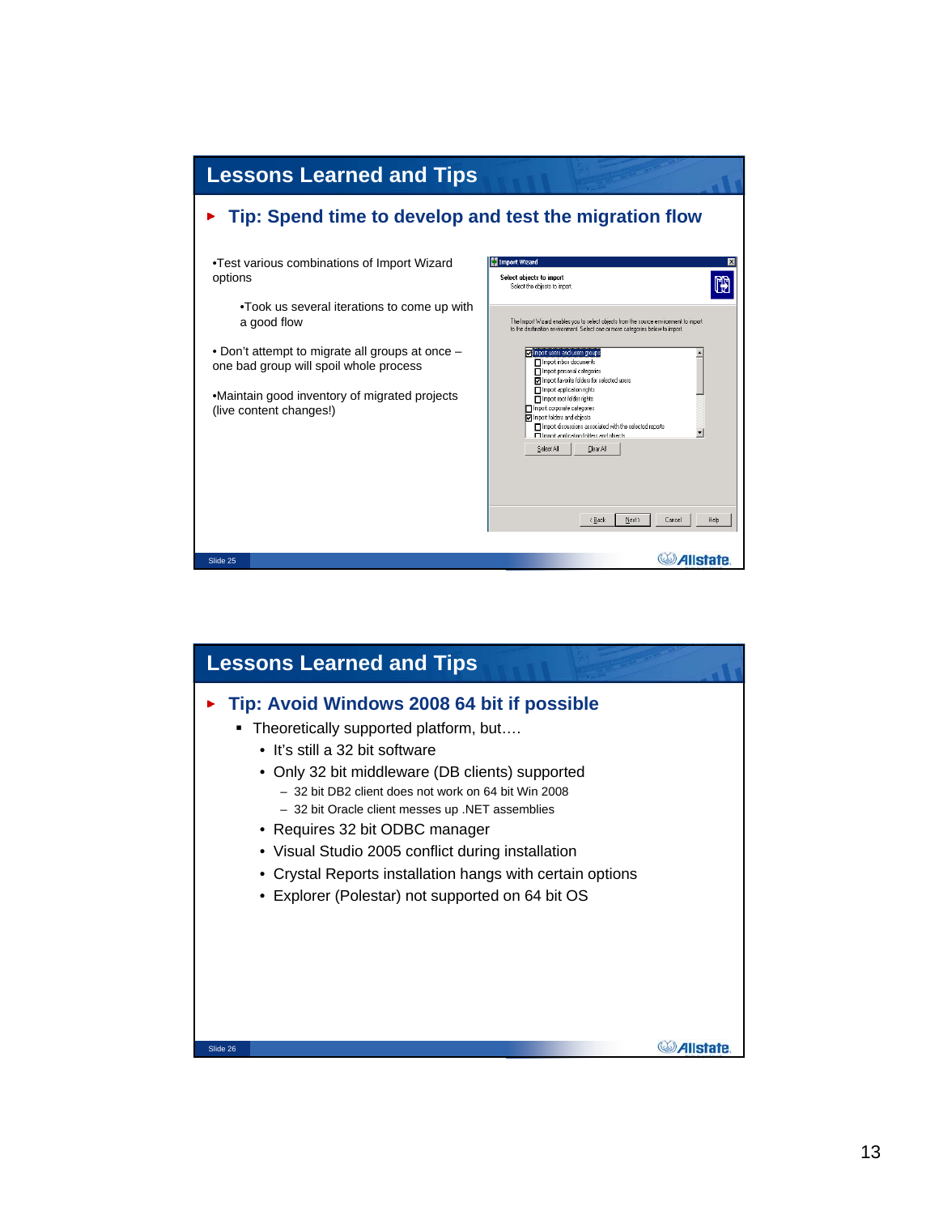## Lessons Learned and Tips

### Tip: Spend time to develop and test the migration flow

- Test various combinations of Import Wizard options
  - Took us several iterations to come up with a good flow
- Don't attempt to migrate all groups at once – one bad group will spoil whole process
- Maintain good inventory of migrated projects (live content changes!)

## Lessons Learned and Tips

### Tip: Avoid Windows 2008 64 bit if possible

- Theoretically supported platform, but….
  - It's still a 32 bit software
  - Only 32 bit middleware (DB clients) supported
    - 32 bit DB2 client does not work on 64 bit Win 2008
    - 32 bit Oracle client messes up .NET assemblies
  - Requires 32 bit ODBC manager
  - Visual Studio 2005 conflict during installation
  - Crystal Reports installation hangs with certain options
  - Explorer (Polestar) not supported on 64 bit OS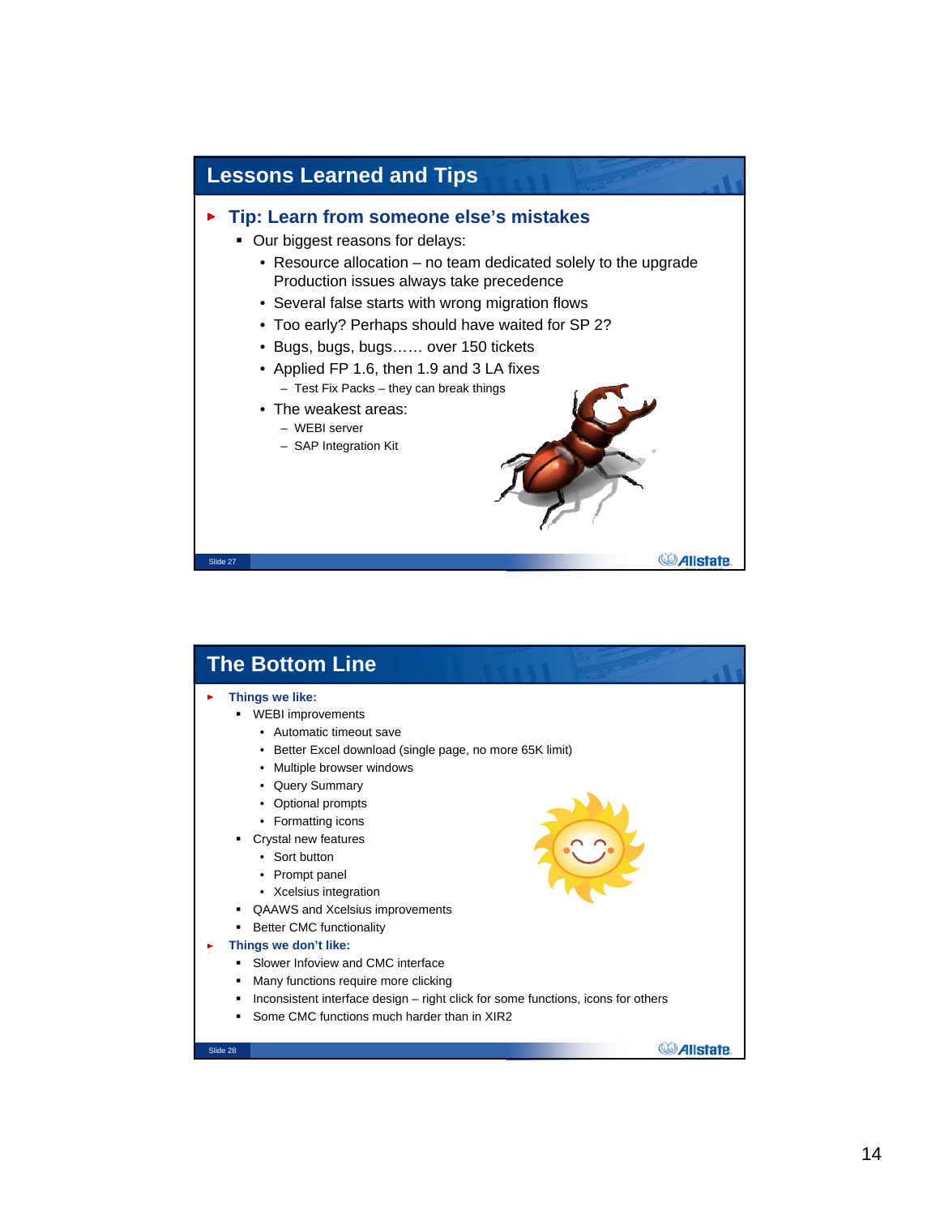# Lessons Learned and Tips

- **Tip: Learn from someone else's mistakes**
  - Our biggest reasons for delays:
    - Resource allocation – no team dedicated solely to the upgrade Production issues always take precedence
    - Several false starts with wrong migration flows
    - Too early? Perhaps should have waited for SP 2?
    - Bugs, bugs, bugs…… over 150 tickets
    - Applied FP 1.6, then 1.9 and 3 LA fixes
      - Test Fix Packs – they can break things
    - The weakest areas:
      - WEBI server
      - SAP Integration Kit

# The Bottom Line

- **Things we like:**
  - WEBI improvements
    - Automatic timeout save
    - Better Excel download (single page, no more 65K limit)
    - Multiple browser windows
    - Query Summary
    - Optional prompts
    - Formatting icons
  - Crystal new features
    - Sort button
    - Prompt panel
    - Xcelsius integration
  - QAAWS and Xcelsius improvements
  - Better CMC functionality
- **Things we don't like:**
  - Slower Infoview and CMC interface
  - Many functions require more clicking
  - Inconsistent interface design – right click for some functions, icons for others
  - Some CMC functions much harder than in XIR2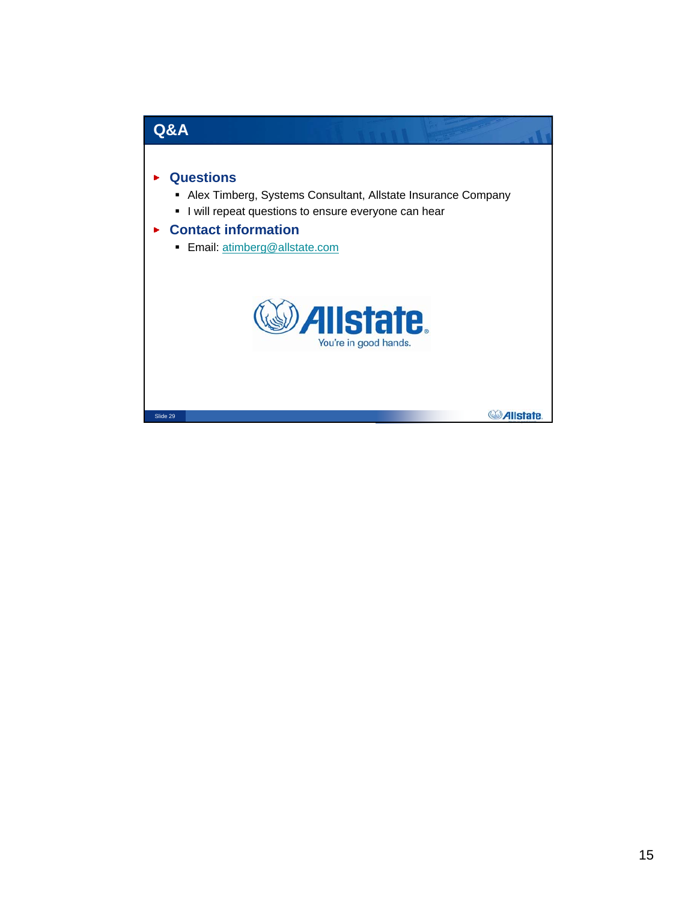## Q&A

- **Questions**
  - Alex Timberg, Systems Consultant, Allstate Insurance Company
  - I will repeat questions to ensure everyone can hear
- **Contact information**
  - Email: atimberg@allstate.com

Allstate
You're in good hands.

Slide 29